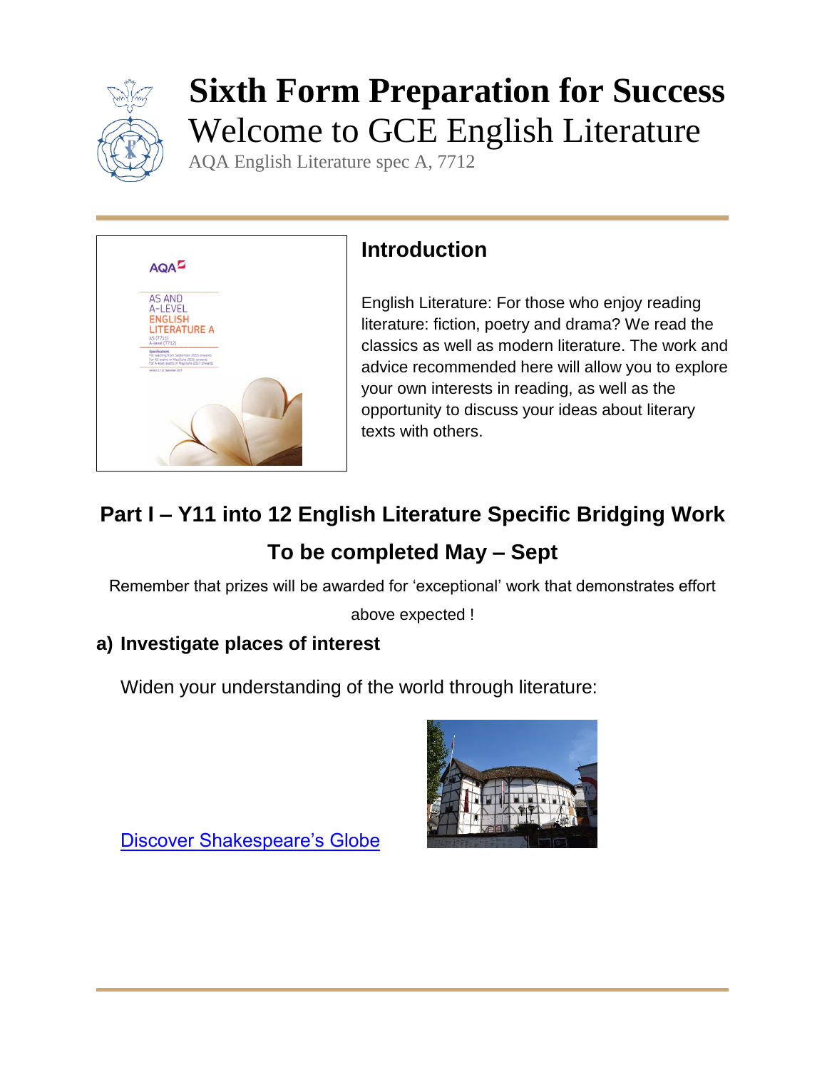# Sixth Form Preparation for Success

## Welcome to GCE English Literature

AQA English Literature spec A, 7712

## Introduction

English Literature: For those who enjoy reading literature: fiction, poetry and drama? We read the classics as well as modern literature. The work and advice recommended here will allow you to explore your own interests in reading, as well as the opportunity to discuss your ideas about literary texts with others.

## Part I – Y11 into 12 English Literature Specific Bridging Work

## To be completed May – Sept

Remember that prizes will be awarded for 'exceptional' work that demonstrates effort above expected !

### a) Investigate places of interest

Widen your understanding of the world through literature:

Discover Shakespeare's Globe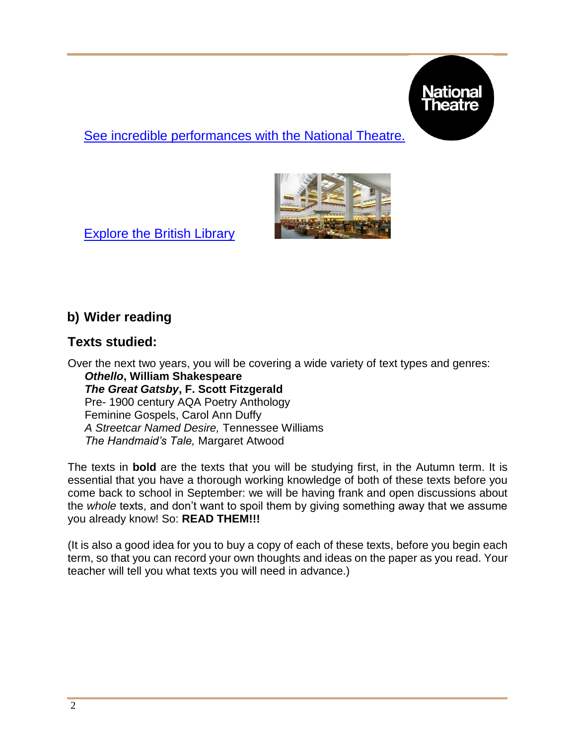See incredible performances with the National Theatre.

Explore the British Library

## b) Wider reading

## Texts studied:

Over the next two years, you will be covering a wide variety of text types and genres:

***Othello*, William Shakespeare**
***The Great Gatsby*, F. Scott Fitzgerald**
Pre- 1900 century AQA Poetry Anthology
Feminine Gospels, Carol Ann Duffy
*A Streetcar Named Desire,* Tennessee Williams
*The Handmaid's Tale,* Margaret Atwood

The texts in **bold** are the texts that you will be studying first, in the Autumn term. It is essential that you have a thorough working knowledge of both of these texts before you come back to school in September: we will be having frank and open discussions about the *whole* texts, and don't want to spoil them by giving something away that we assume you already know! So: **READ THEM!!!**

(It is also a good idea for you to buy a copy of each of these texts, before you begin each term, so that you can record your own thoughts and ideas on the paper as you read. Your teacher will tell you what texts you will need in advance.)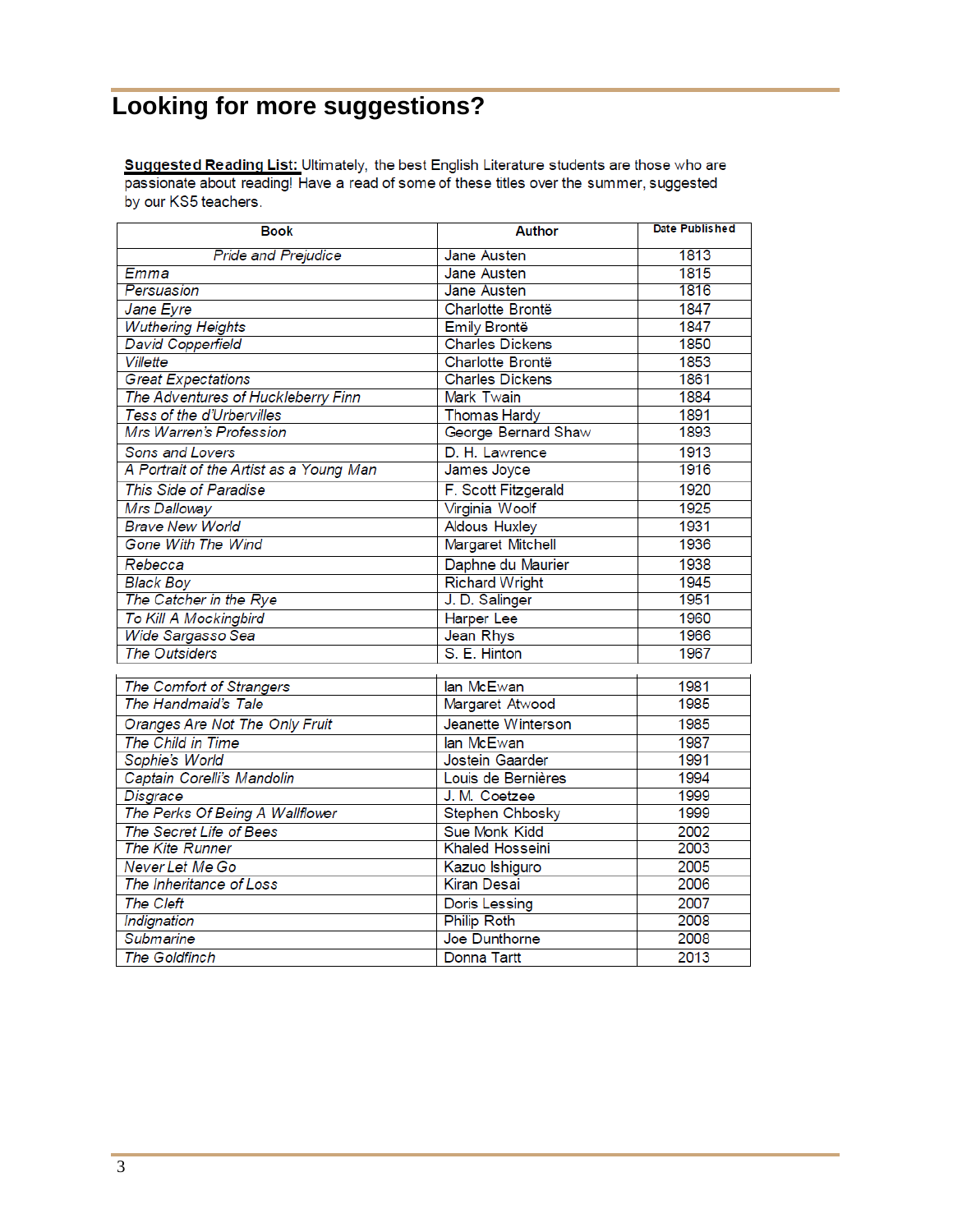# Looking for more suggestions?

**<u>Suggested Reading List:</u>** Ultimately, the best English Literature students are those who are passionate about reading! Have a read of some of these titles over the summer, suggested by our KS5 teachers.

| Book | Author | Date Published |
|---|---|---|
| *Pride and Prejudice* | Jane Austen | 1813 |
| *Emma* | Jane Austen | 1815 |
| *Persuasion* | Jane Austen | 1816 |
| *Jane Eyre* | Charlotte Brontë | 1847 |
| *Wuthering Heights* | Emily Brontë | 1847 |
| *David Copperfield* | Charles Dickens | 1850 |
| *Villette* | Charlotte Brontë | 1853 |
| *Great Expectations* | Charles Dickens | 1861 |
| *The Adventures of Huckleberry Finn* | Mark Twain | 1884 |
| *Tess of the d'Urbervilles* | Thomas Hardy | 1891 |
| *Mrs Warren's Profession* | George Bernard Shaw | 1893 |
| *Sons and Lovers* | D. H. Lawrence | 1913 |
| *A Portrait of the Artist as a Young Man* | James Joyce | 1916 |
| *This Side of Paradise* | F. Scott Fitzgerald | 1920 |
| *Mrs Dalloway* | Virginia Woolf | 1925 |
| *Brave New World* | Aldous Huxley | 1931 |
| *Gone With The Wind* | Margaret Mitchell | 1936 |
| *Rebecca* | Daphne du Maurier | 1938 |
| *Black Boy* | Richard Wright | 1945 |
| *The Catcher in the Rye* | J. D. Salinger | 1951 |
| *To Kill A Mockingbird* | Harper Lee | 1960 |
| *Wide Sargasso Sea* | Jean Rhys | 1966 |
| *The Outsiders* | S. E. Hinton | 1967 |
| *The Comfort of Strangers* | Ian McEwan | 1981 |
| *The Handmaid's Tale* | Margaret Atwood | 1985 |
| *Oranges Are Not The Only Fruit* | Jeanette Winterson | 1985 |
| *The Child in Time* | Ian McEwan | 1987 |
| *Sophie's World* | Jostein Gaarder | 1991 |
| *Captain Corelli's Mandolin* | Louis de Bernières | 1994 |
| *Disgrace* | J. M. Coetzee | 1999 |
| *The Perks Of Being A Wallflower* | Stephen Chbosky | 1999 |
| *The Secret Life of Bees* | Sue Monk Kidd | 2002 |
| *The Kite Runner* | Khaled Hosseini | 2003 |
| *Never Let Me Go* | Kazuo Ishiguro | 2005 |
| *The Inheritance of Loss* | Kiran Desai | 2006 |
| *The Cleft* | Doris Lessing | 2007 |
| *Indignation* | Philip Roth | 2008 |
| *Submarine* | Joe Dunthorne | 2008 |
| *The Goldfinch* | Donna Tartt | 2013 |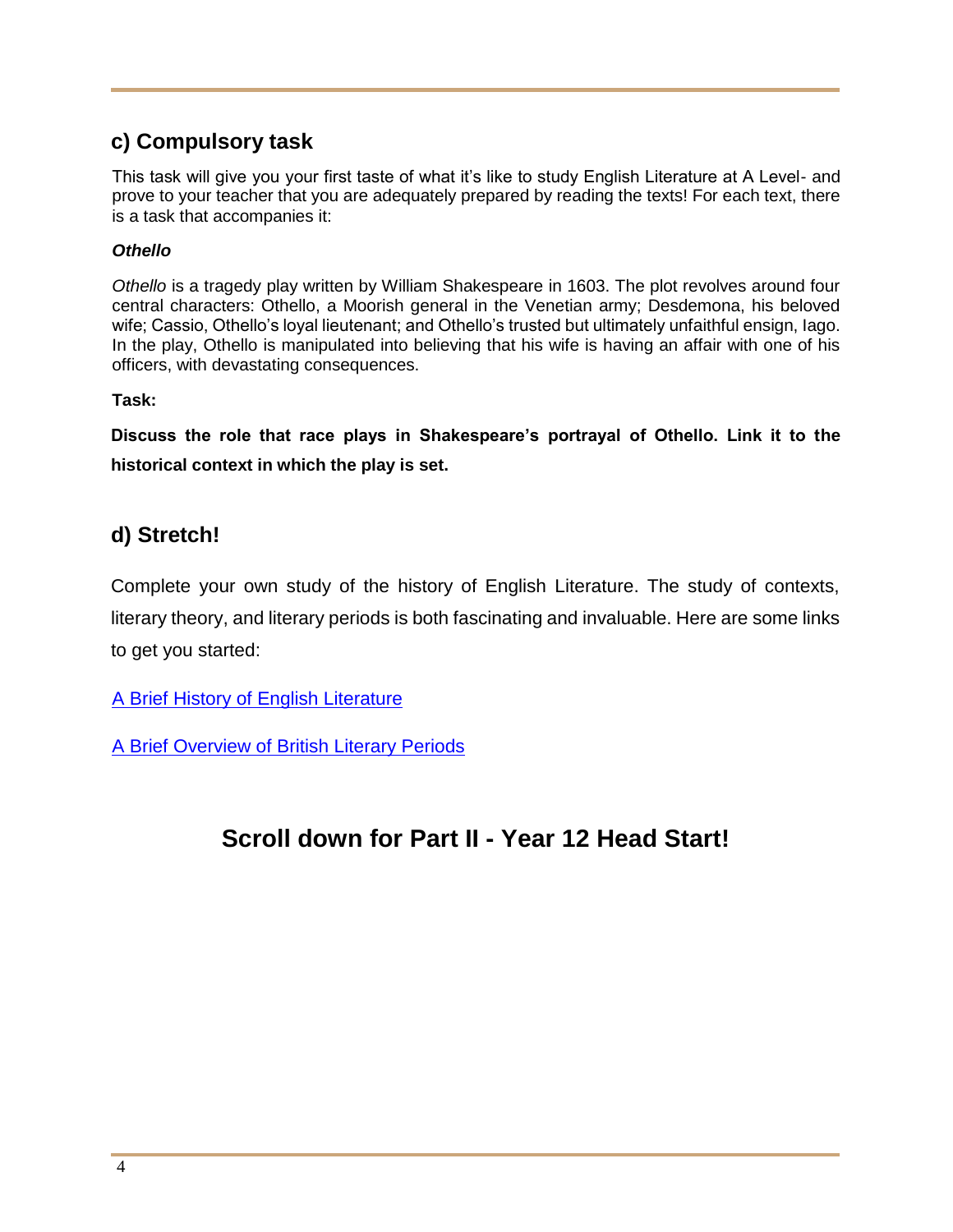## c) Compulsory task

This task will give you your first taste of what it's like to study English Literature at A Level- and prove to your teacher that you are adequately prepared by reading the texts! For each text, there is a task that accompanies it:

***Othello***

*Othello* is a tragedy play written by William Shakespeare in 1603. The plot revolves around four central characters: Othello, a Moorish general in the Venetian army; Desdemona, his beloved wife; Cassio, Othello's loyal lieutenant; and Othello's trusted but ultimately unfaithful ensign, Iago. In the play, Othello is manipulated into believing that his wife is having an affair with one of his officers, with devastating consequences.

**Task:**

**Discuss the role that race plays in Shakespeare's portrayal of Othello. Link it to the historical context in which the play is set.**

## d) Stretch!

Complete your own study of the history of English Literature. The study of contexts, literary theory, and literary periods is both fascinating and invaluable. Here are some links to get you started:

[A Brief History of English Literature]()

[A Brief Overview of British Literary Periods]()

## Scroll down for Part II - Year 12 Head Start!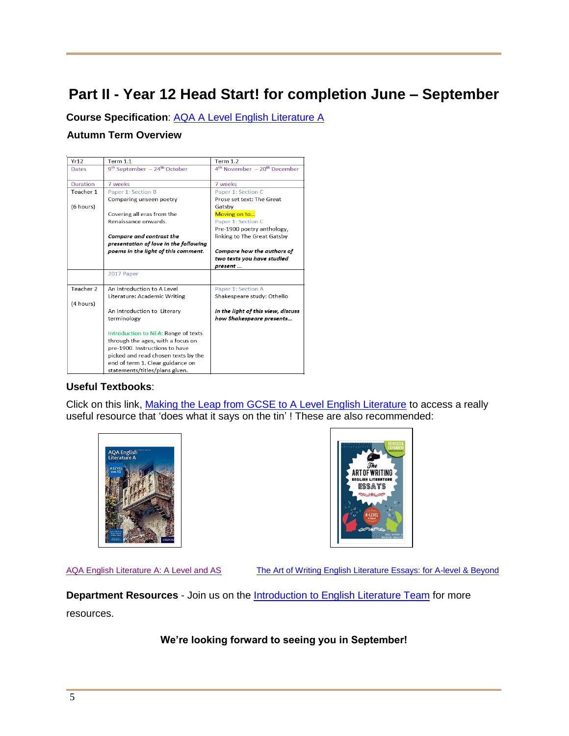# Part II - Year 12 Head Start! for completion June – September

**Course Specification**: AQA A Level English Literature A

### Autumn Term Overview

| Yr12 | Term 1.1 | Term 1.2 |
|---|---|---|
| Dates | 9th September – 24th October | 4th November – 20th December |
| Duration | 7 weeks | 7 weeks |
| Teacher 1<br><br>(6 hours) | Paper 1: Section B<br>Comparing unseen poetry<br><br>Covering all eras from the Renaissance onwards.<br><br>***Compare and contrast the presentation of love in the following poems in the light of this comment.*** | Paper 1: Section C<br>Prose set text: The Great Gatsby<br>Moving on to…<br>Paper 1: Section C<br>Pre-1900 poetry anthology, linking to The Great Gatsby<br><br>***Compare how the authors of two texts you have studied present …*** |
| | 2017 Paper | |
| Teacher 2<br><br>(4 hours) | An Introduction to A Level Literature: Academic Writing<br><br>An Introduction to Literary terminology<br><br>Introduction to NEA: Range of texts through the ages, with a focus on pre-1900. Instructions to have picked and read chosen texts by the end of term 1. Clear guidance on statements/titles/plans given. | Paper 1: Section A<br>Shakespeare study: Othello<br><br>***In the light of this view, discuss how Shakespeare presents…*** |

**Useful Textbooks**:

Click on this link, Making the Leap from GCSE to A Level English Literature to access a really useful resource that 'does what it says on the tin' ! These are also recommended:

AQA English Literature A: A Level and AS

The Art of Writing English Literature Essays: for A-level & Beyond

**Department Resources** - Join us on the Introduction to English Literature Team for more resources.

**We're looking forward to seeing you in September!**